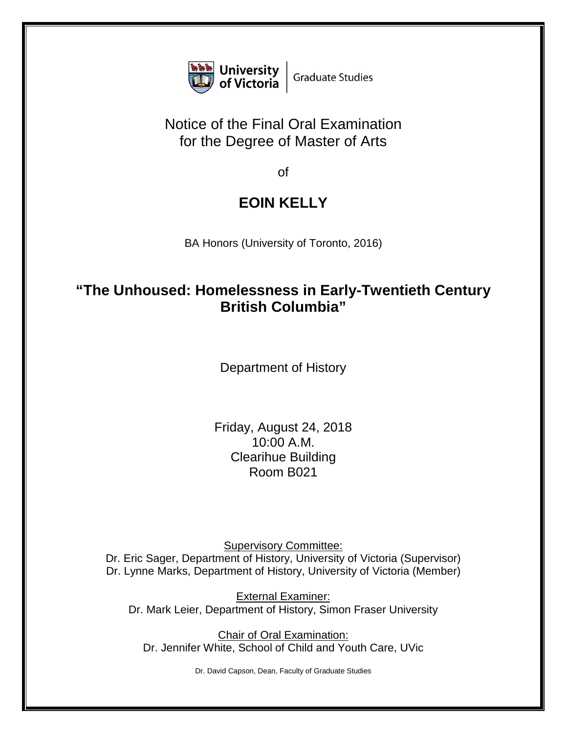University of Victoria | Graduate Studies

# Notice of the Final Oral Examination for the Degree of Master of Arts

of

## EOIN KELLY

BA Honors (University of Toronto, 2016)

## "The Unhoused: Homelessness in Early-Twentieth Century British Columbia"

Department of History

Friday, August 24, 2018
10:00 A.M.
Clearihue Building
Room B021

Supervisory Committee:
Dr. Eric Sager, Department of History, University of Victoria (Supervisor)
Dr. Lynne Marks, Department of History, University of Victoria (Member)

External Examiner:
Dr. Mark Leier, Department of History, Simon Fraser University

Chair of Oral Examination:
Dr. Jennifer White, School of Child and Youth Care, UVic

Dr. David Capson, Dean, Faculty of Graduate Studies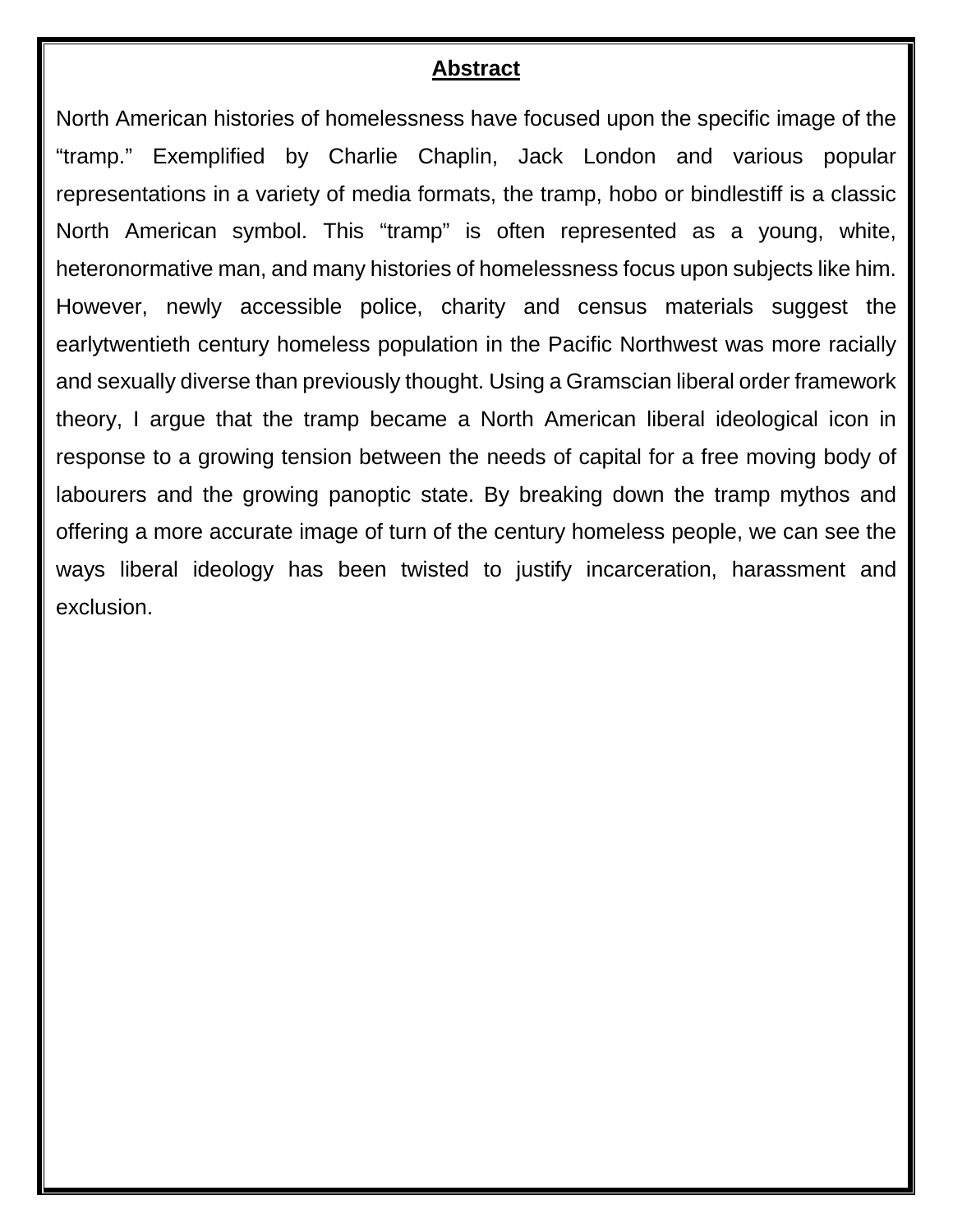## Abstract

North American histories of homelessness have focused upon the specific image of the "tramp." Exemplified by Charlie Chaplin, Jack London and various popular representations in a variety of media formats, the tramp, hobo or bindlestiff is a classic North American symbol. This "tramp" is often represented as a young, white, heteronormative man, and many histories of homelessness focus upon subjects like him. However, newly accessible police, charity and census materials suggest the earlytwentieth century homeless population in the Pacific Northwest was more racially and sexually diverse than previously thought. Using a Gramscian liberal order framework theory, I argue that the tramp became a North American liberal ideological icon in response to a growing tension between the needs of capital for a free moving body of labourers and the growing panoptic state. By breaking down the tramp mythos and offering a more accurate image of turn of the century homeless people, we can see the ways liberal ideology has been twisted to justify incarceration, harassment and exclusion.